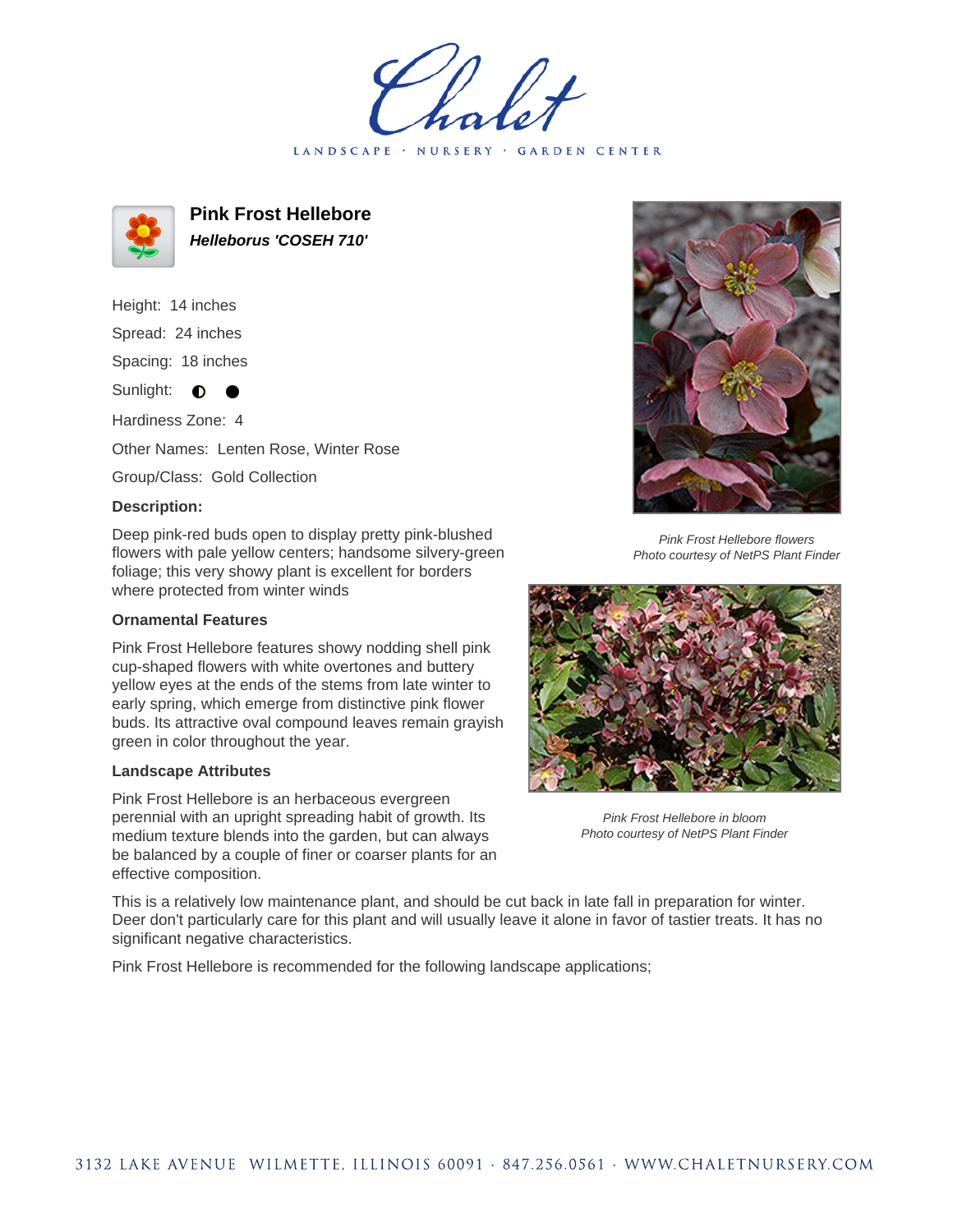Chalet

LANDSCAPE · NURSERY · GARDEN CENTER

# Pink Frost Hellebore

***Helleborus 'COSEH 710'***

Height: 14 inches

Spread: 24 inches

Spacing: 18 inches

Sunlight: ◐ ●

Hardiness Zone: 4

Other Names: Lenten Rose, Winter Rose

Group/Class: Gold Collection

### Description:

Deep pink-red buds open to display pretty pink-blushed flowers with pale yellow centers; handsome silvery-green foliage; this very showy plant is excellent for borders where protected from winter winds

### Ornamental Features

Pink Frost Hellebore features showy nodding shell pink cup-shaped flowers with white overtones and buttery yellow eyes at the ends of the stems from late winter to early spring, which emerge from distinctive pink flower buds. Its attractive oval compound leaves remain grayish green in color throughout the year.

### Landscape Attributes

Pink Frost Hellebore is an herbaceous evergreen perennial with an upright spreading habit of growth. Its medium texture blends into the garden, but can always be balanced by a couple of finer or coarser plants for an effective composition.

This is a relatively low maintenance plant, and should be cut back in late fall in preparation for winter. Deer don't particularly care for this plant and will usually leave it alone in favor of tastier treats. It has no significant negative characteristics.

Pink Frost Hellebore is recommended for the following landscape applications;

*Pink Frost Hellebore flowers*
*Photo courtesy of NetPS Plant Finder*

*Pink Frost Hellebore in bloom*
*Photo courtesy of NetPS Plant Finder*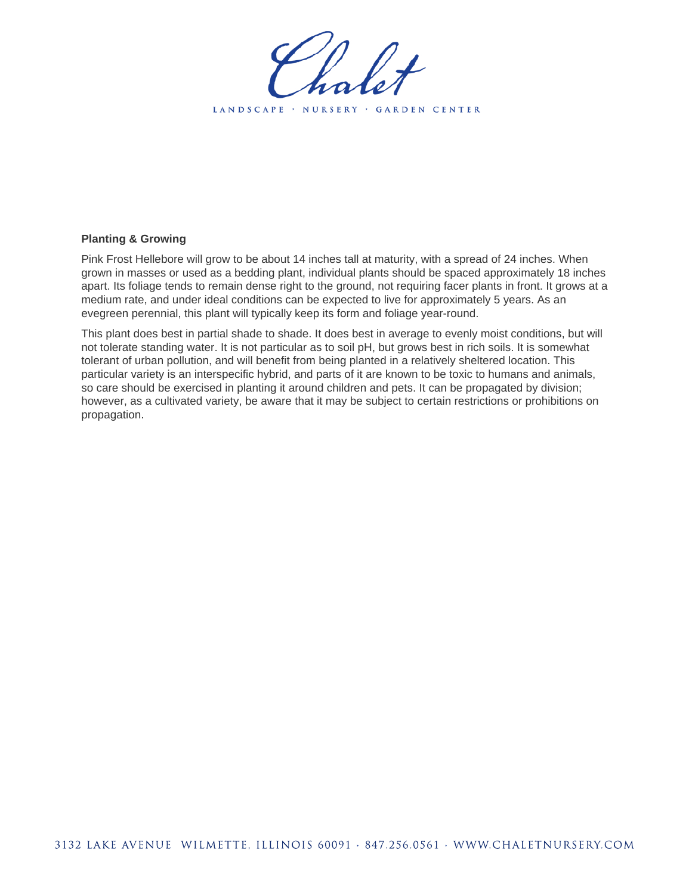### Planting & Growing

Pink Frost Hellebore will grow to be about 14 inches tall at maturity, with a spread of 24 inches. When grown in masses or used as a bedding plant, individual plants should be spaced approximately 18 inches apart. Its foliage tends to remain dense right to the ground, not requiring facer plants in front. It grows at a medium rate, and under ideal conditions can be expected to live for approximately 5 years. As an evegreen perennial, this plant will typically keep its form and foliage year-round.

This plant does best in partial shade to shade. It does best in average to evenly moist conditions, but will not tolerate standing water. It is not particular as to soil pH, but grows best in rich soils. It is somewhat tolerant of urban pollution, and will benefit from being planted in a relatively sheltered location. This particular variety is an interspecific hybrid, and parts of it are known to be toxic to humans and animals, so care should be exercised in planting it around children and pets. It can be propagated by division; however, as a cultivated variety, be aware that it may be subject to certain restrictions or prohibitions on propagation.